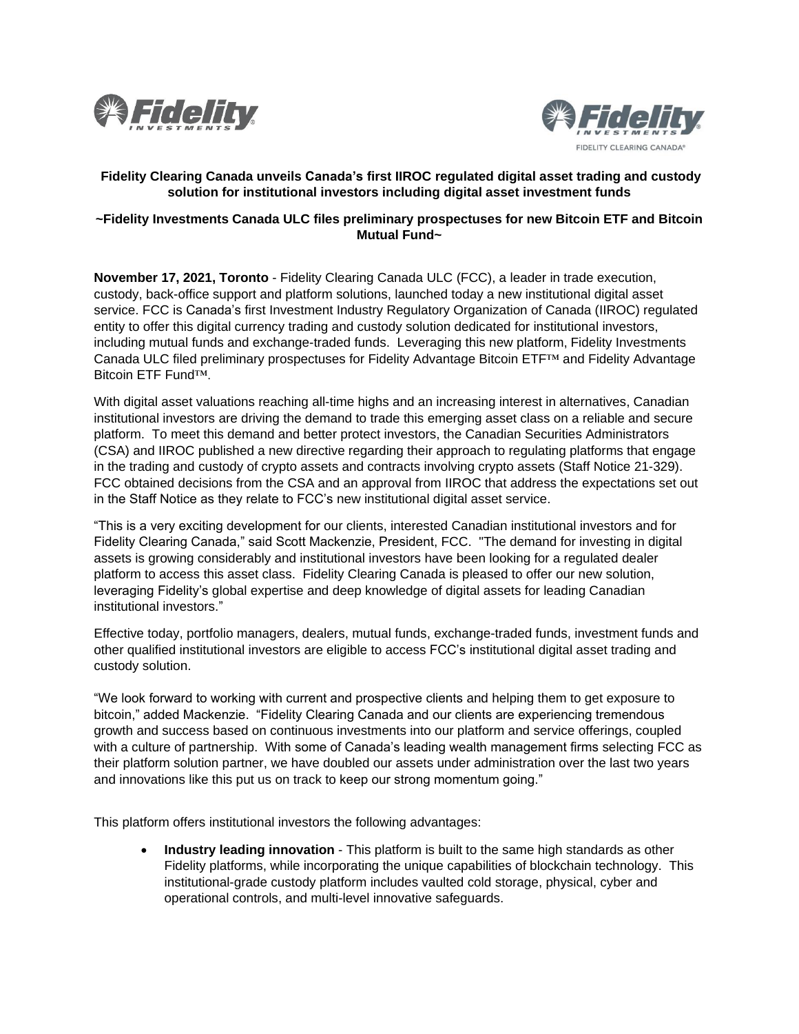**Fidelity Clearing Canada unveils Canada's first IIROC regulated digital asset trading and custody solution for institutional investors including digital asset investment funds**

**~Fidelity Investments Canada ULC files preliminary prospectuses for new Bitcoin ETF and Bitcoin Mutual Fund~**

**November 17, 2021, Toronto** - Fidelity Clearing Canada ULC (FCC), a leader in trade execution, custody, back-office support and platform solutions, launched today a new institutional digital asset service. FCC is Canada's first Investment Industry Regulatory Organization of Canada (IIROC) regulated entity to offer this digital currency trading and custody solution dedicated for institutional investors, including mutual funds and exchange-traded funds. Leveraging this new platform, Fidelity Investments Canada ULC filed preliminary prospectuses for Fidelity Advantage Bitcoin ETF™ and Fidelity Advantage Bitcoin ETF Fund™.

With digital asset valuations reaching all-time highs and an increasing interest in alternatives, Canadian institutional investors are driving the demand to trade this emerging asset class on a reliable and secure platform. To meet this demand and better protect investors, the Canadian Securities Administrators (CSA) and IIROC published a new directive regarding their approach to regulating platforms that engage in the trading and custody of crypto assets and contracts involving crypto assets (Staff Notice 21-329). FCC obtained decisions from the CSA and an approval from IIROC that address the expectations set out in the Staff Notice as they relate to FCC's new institutional digital asset service.

"This is a very exciting development for our clients, interested Canadian institutional investors and for Fidelity Clearing Canada," said Scott Mackenzie, President, FCC. "The demand for investing in digital assets is growing considerably and institutional investors have been looking for a regulated dealer platform to access this asset class. Fidelity Clearing Canada is pleased to offer our new solution, leveraging Fidelity's global expertise and deep knowledge of digital assets for leading Canadian institutional investors."

Effective today, portfolio managers, dealers, mutual funds, exchange-traded funds, investment funds and other qualified institutional investors are eligible to access FCC's institutional digital asset trading and custody solution.

"We look forward to working with current and prospective clients and helping them to get exposure to bitcoin," added Mackenzie. "Fidelity Clearing Canada and our clients are experiencing tremendous growth and success based on continuous investments into our platform and service offerings, coupled with a culture of partnership. With some of Canada's leading wealth management firms selecting FCC as their platform solution partner, we have doubled our assets under administration over the last two years and innovations like this put us on track to keep our strong momentum going."

This platform offers institutional investors the following advantages:

- **Industry leading innovation** - This platform is built to the same high standards as other Fidelity platforms, while incorporating the unique capabilities of blockchain technology. This institutional-grade custody platform includes vaulted cold storage, physical, cyber and operational controls, and multi-level innovative safeguards.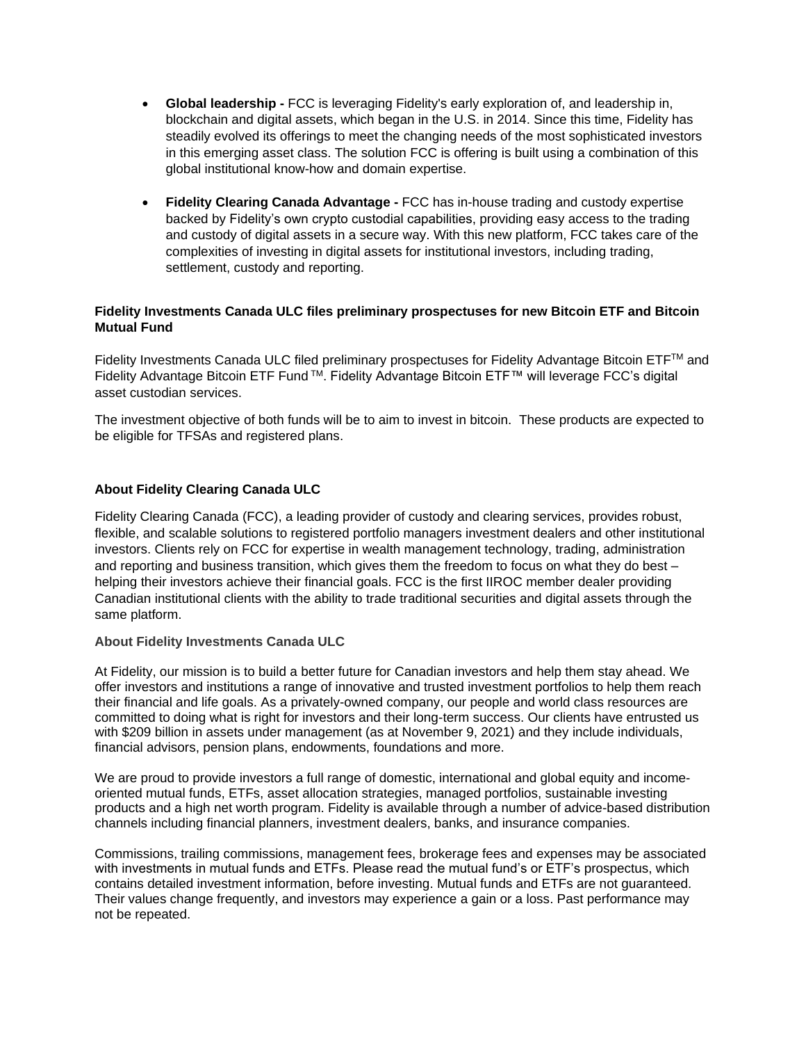- **Global leadership -** FCC is leveraging Fidelity's early exploration of, and leadership in, blockchain and digital assets, which began in the U.S. in 2014. Since this time, Fidelity has steadily evolved its offerings to meet the changing needs of the most sophisticated investors in this emerging asset class. The solution FCC is offering is built using a combination of this global institutional know-how and domain expertise.

- **Fidelity Clearing Canada Advantage -** FCC has in-house trading and custody expertise backed by Fidelity's own crypto custodial capabilities, providing easy access to the trading and custody of digital assets in a secure way. With this new platform, FCC takes care of the complexities of investing in digital assets for institutional investors, including trading, settlement, custody and reporting.

**Fidelity Investments Canada ULC files preliminary prospectuses for new Bitcoin ETF and Bitcoin Mutual Fund**

Fidelity Investments Canada ULC filed preliminary prospectuses for Fidelity Advantage Bitcoin ETF™ and Fidelity Advantage Bitcoin ETF Fund ™. Fidelity Advantage Bitcoin ETF™ will leverage FCC's digital asset custodian services.

The investment objective of both funds will be to aim to invest in bitcoin. These products are expected to be eligible for TFSAs and registered plans.

**About Fidelity Clearing Canada ULC**

Fidelity Clearing Canada (FCC), a leading provider of custody and clearing services, provides robust, flexible, and scalable solutions to registered portfolio managers investment dealers and other institutional investors. Clients rely on FCC for expertise in wealth management technology, trading, administration and reporting and business transition, which gives them the freedom to focus on what they do best – helping their investors achieve their financial goals. FCC is the first IIROC member dealer providing Canadian institutional clients with the ability to trade traditional securities and digital assets through the same platform.

**About Fidelity Investments Canada ULC**

At Fidelity, our mission is to build a better future for Canadian investors and help them stay ahead. We offer investors and institutions a range of innovative and trusted investment portfolios to help them reach their financial and life goals. As a privately-owned company, our people and world class resources are committed to doing what is right for investors and their long-term success. Our clients have entrusted us with $209 billion in assets under management (as at November 9, 2021) and they include individuals, financial advisors, pension plans, endowments, foundations and more.

We are proud to provide investors a full range of domestic, international and global equity and income-oriented mutual funds, ETFs, asset allocation strategies, managed portfolios, sustainable investing products and a high net worth program. Fidelity is available through a number of advice-based distribution channels including financial planners, investment dealers, banks, and insurance companies.

Commissions, trailing commissions, management fees, brokerage fees and expenses may be associated with investments in mutual funds and ETFs. Please read the mutual fund's or ETF's prospectus, which contains detailed investment information, before investing. Mutual funds and ETFs are not guaranteed. Their values change frequently, and investors may experience a gain or a loss. Past performance may not be repeated.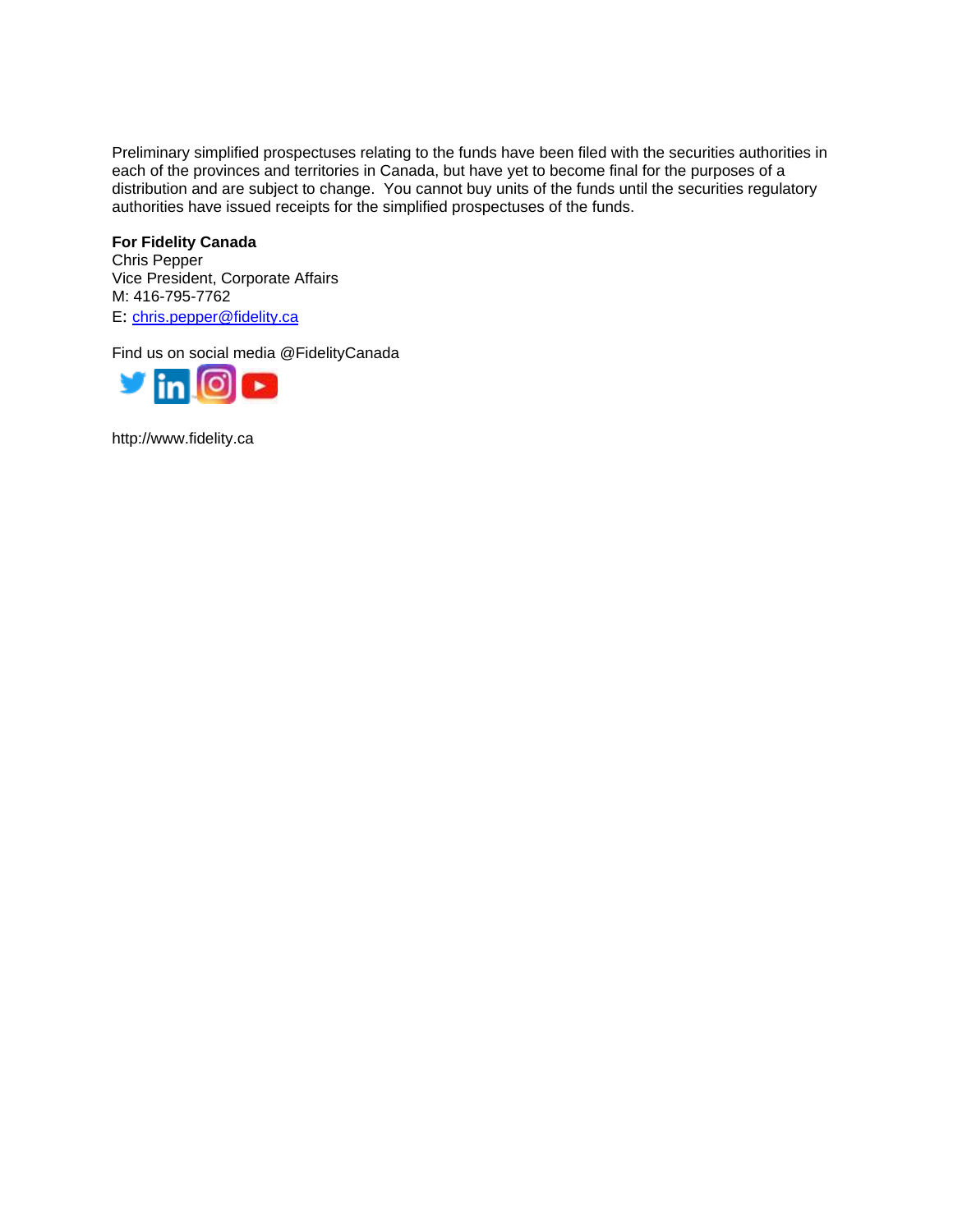Preliminary simplified prospectuses relating to the funds have been filed with the securities authorities in each of the provinces and territories in Canada, but have yet to become final for the purposes of a distribution and are subject to change. You cannot buy units of the funds until the securities regulatory authorities have issued receipts for the simplified prospectuses of the funds.

**For Fidelity Canada**
Chris Pepper
Vice President, Corporate Affairs
M: 416-795-7762
E: chris.pepper@fidelity.ca

Find us on social media @FidelityCanada

http://www.fidelity.ca